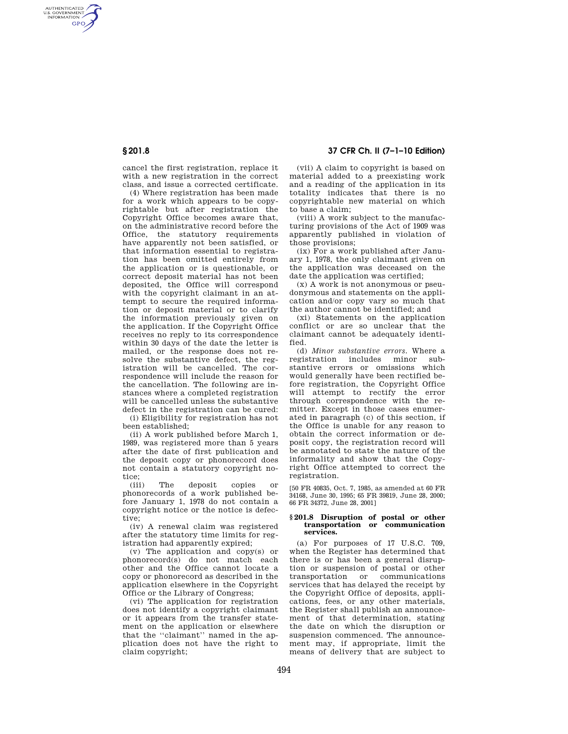cancel the first registration, replace it with a new registration in the correct class, and issue a corrected certificate.

(4) Where registration has been made for a work which appears to be copyrightable but after registration the Copyright Office becomes aware that, on the administrative record before the Office, the statutory requirements have apparently not been satisfied, or that information essential to registration has been omitted entirely from the application or is questionable, or correct deposit material has not been deposited, the Office will correspond with the copyright claimant in an attempt to secure the required information or deposit material or to clarify the information previously given on the application. If the Copyright Office receives no reply to its correspondence within 30 days of the date the letter is mailed, or the response does not resolve the substantive defect, the registration will be cancelled. The correspondence will include the reason for the cancellation. The following are instances where a completed registration will be cancelled unless the substantive defect in the registration can be cured:

(i) Eligibility for registration has not been established;

(ii) A work published before March 1, 1989, was registered more than 5 years after the date of first publication and the deposit copy or phonorecord does not contain a statutory copyright notice;

(iii) The deposit copies or phonorecords of a work published before January 1, 1978 do not contain a copyright notice or the notice is defective;

(iv) A renewal claim was registered after the statutory time limits for registration had apparently expired;

(v) The application and copy(s) or phonorecord(s) do not match each other and the Office cannot locate a copy or phonorecord as described in the application elsewhere in the Copyright Office or the Library of Congress;

(vi) The application for registration does not identify a copyright claimant or it appears from the transfer statement on the application or elsewhere that the ''claimant'' named in the application does not have the right to claim copyright;

(vii) A claim to copyright is based on material added to a preexisting work and a reading of the application in its totality indicates that there is no copyrightable new material on which to base a claim;

(viii) A work subject to the manufacturing provisions of the Act of 1909 was apparently published in violation of those provisions;

(ix) For a work published after January 1, 1978, the only claimant given on the application was deceased on the date the application was certified;

(x) A work is not anonymous or pseudonymous and statements on the application and/or copy vary so much that the author cannot be identified; and

(xi) Statements on the application conflict or are so unclear that the claimant cannot be adequately identified.

(d) *Minor substantive errors.* Where a registration includes minor substantive errors or omissions which would generally have been rectified before registration, the Copyright Office will attempt to rectify the error through correspondence with the remitter. Except in those cases enumerated in paragraph (c) of this section, if the Office is unable for any reason to obtain the correct information or deposit copy, the registration record will be annotated to state the nature of the informality and show that the Copyright Office attempted to correct the registration.

[50 FR 40835, Oct. 7, 1985, as amended at 60 FR 34168, June 30, 1995; 65 FR 39819, June 28, 2000; 66 FR 34372, June 28, 2001]

## § 201.8 Disruption of postal or other transportation or communication services.

(a) For purposes of 17 U.S.C. 709, when the Register has determined that there is or has been a general disruption or suspension of postal or other transportation or communications services that has delayed the receipt by the Copyright Office of deposits, applications, fees, or any other materials, the Register shall publish an announcement of that determination, stating the date on which the disruption or suspension commenced. The announcement may, if appropriate, limit the means of delivery that are subject to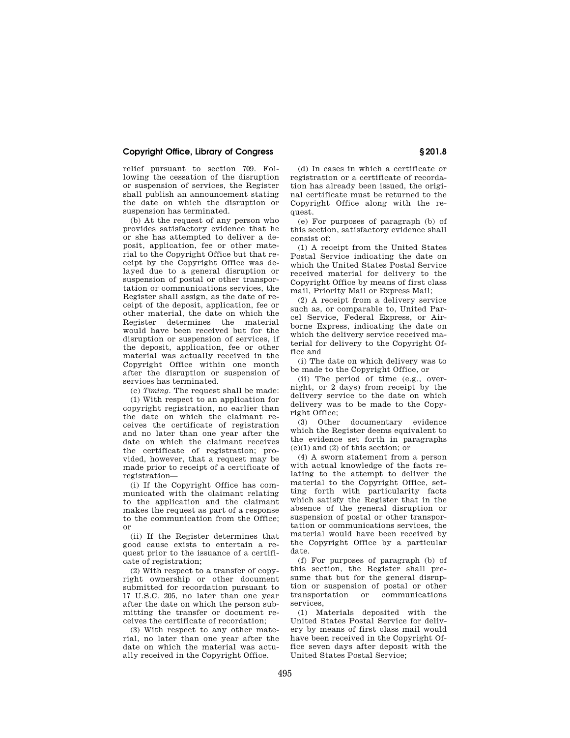relief pursuant to section 709. Following the cessation of the disruption or suspension of services, the Register shall publish an announcement stating the date on which the disruption or suspension has terminated.

(b) At the request of any person who provides satisfactory evidence that he or she has attempted to deliver a deposit, application, fee or other material to the Copyright Office but that receipt by the Copyright Office was delayed due to a general disruption or suspension of postal or other transportation or communications services, the Register shall assign, as the date of receipt of the deposit, application, fee or other material, the date on which the Register determines the material would have been received but for the disruption or suspension of services, if the deposit, application, fee or other material was actually received in the Copyright Office within one month after the disruption or suspension of services has terminated.

(c) *Timing.* The request shall be made:

(1) With respect to an application for copyright registration, no earlier than the date on which the claimant receives the certificate of registration and no later than one year after the date on which the claimant receives the certificate of registration; provided, however, that a request may be made prior to receipt of a certificate of registration—

(i) If the Copyright Office has communicated with the claimant relating to the application and the claimant makes the request as part of a response to the communication from the Office; or

(ii) If the Register determines that good cause exists to entertain a request prior to the issuance of a certificate of registration;

(2) With respect to a transfer of copyright ownership or other document submitted for recordation pursuant to 17 U.S.C. 205, no later than one year after the date on which the person submitting the transfer or document receives the certificate of recordation;

(3) With respect to any other material, no later than one year after the date on which the material was actually received in the Copyright Office.

(d) In cases in which a certificate or registration or a certificate of recordation has already been issued, the original certificate must be returned to the Copyright Office along with the request.

(e) For purposes of paragraph (b) of this section, satisfactory evidence shall consist of:

(1) A receipt from the United States Postal Service indicating the date on which the United States Postal Service received material for delivery to the Copyright Office by means of first class mail, Priority Mail or Express Mail;

(2) A receipt from a delivery service such as, or comparable to, United Parcel Service, Federal Express, or Airborne Express, indicating the date on which the delivery service received material for delivery to the Copyright Office and

(i) The date on which delivery was to be made to the Copyright Office, or

(ii) The period of time (e.g., overnight, or 2 days) from receipt by the delivery service to the date on which delivery was to be made to the Copyright Office;

(3) Other documentary evidence which the Register deems equivalent to the evidence set forth in paragraphs (e)(1) and (2) of this section; or

(4) A sworn statement from a person with actual knowledge of the facts relating to the attempt to deliver the material to the Copyright Office, setting forth with particularity facts which satisfy the Register that in the absence of the general disruption or suspension of postal or other transportation or communications services, the material would have been received by the Copyright Office by a particular date.

(f) For purposes of paragraph (b) of this section, the Register shall presume that but for the general disruption or suspension of postal or other transportation or communications services,

(1) Materials deposited with the United States Postal Service for delivery by means of first class mail would have been received in the Copyright Office seven days after deposit with the United States Postal Service;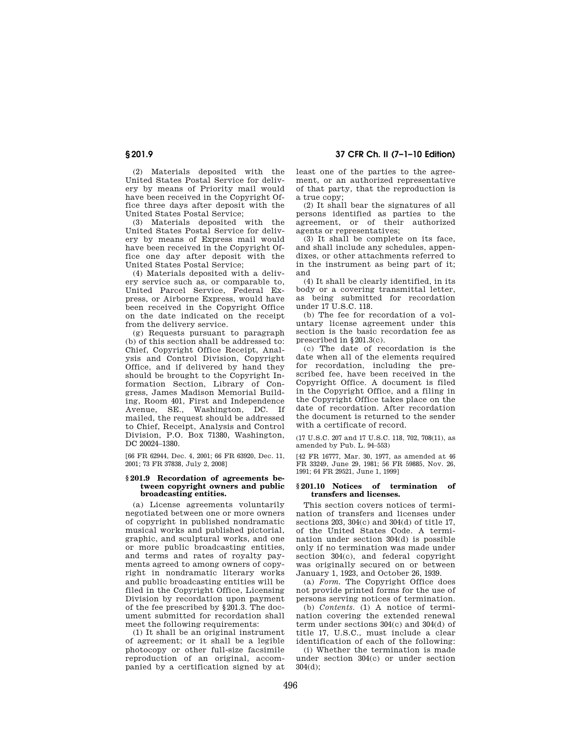(2) Materials deposited with the United States Postal Service for delivery by means of Priority mail would have been received in the Copyright Office three days after deposit with the United States Postal Service;

(3) Materials deposited with the United States Postal Service for delivery by means of Express mail would have been received in the Copyright Office one day after deposit with the United States Postal Service;

(4) Materials deposited with a delivery service such as, or comparable to, United Parcel Service, Federal Express, or Airborne Express, would have been received in the Copyright Office on the date indicated on the receipt from the delivery service.

(g) Requests pursuant to paragraph (b) of this section shall be addressed to: Chief, Copyright Office Receipt, Analysis and Control Division, Copyright Office, and if delivered by hand they should be brought to the Copyright Information Section, Library of Congress, James Madison Memorial Building, Room 401, First and Independence Avenue, SE., Washington, DC. If mailed, the request should be addressed to Chief, Receipt, Analysis and Control Division, P.O. Box 71380, Washington, DC 20024–1380.

[66 FR 62944, Dec. 4, 2001; 66 FR 63920, Dec. 11, 2001; 73 FR 37838, July 2, 2008]

### § 201.9 Recordation of agreements between copyright owners and public broadcasting entities.

(a) License agreements voluntarily negotiated between one or more owners of copyright in published nondramatic musical works and published pictorial, graphic, and sculptural works, and one or more public broadcasting entities, and terms and rates of royalty payments agreed to among owners of copyright in nondramatic literary works and public broadcasting entities will be filed in the Copyright Office, Licensing Division by recordation upon payment of the fee prescribed by § 201.3. The document submitted for recordation shall meet the following requirements:

(1) It shall be an original instrument of agreement; or it shall be a legible photocopy or other full-size facsimile reproduction of an original, accompanied by a certification signed by at least one of the parties to the agreement, or an authorized representative of that party, that the reproduction is a true copy;

(2) It shall bear the signatures of all persons identified as parties to the agreement, or of their authorized agents or representatives;

(3) It shall be complete on its face, and shall include any schedules, appendixes, or other attachments referred to in the instrument as being part of it; and

(4) It shall be clearly identified, in its body or a covering transmittal letter, as being submitted for recordation under 17 U.S.C. 118.

(b) The fee for recordation of a voluntary license agreement under this section is the basic recordation fee as prescribed in § 201.3(c).

(c) The date of recordation is the date when all of the elements required for recordation, including the prescribed fee, have been received in the Copyright Office. A document is filed in the Copyright Office, and a filing in the Copyright Office takes place on the date of recordation. After recordation the document is returned to the sender with a certificate of record.

(17 U.S.C. 207 and 17 U.S.C. 118, 702, 708(11), as amended by Pub. L. 94–553)

[42 FR 16777, Mar. 30, 1977, as amended at 46 FR 33249, June 29, 1981; 56 FR 59885, Nov. 26, 1991; 64 FR 29521, June 1, 1999]

### § 201.10 Notices of termination of transfers and licenses.

This section covers notices of termination of transfers and licenses under sections 203, 304(c) and 304(d) of title 17, of the United States Code. A termination under section 304(d) is possible only if no termination was made under section 304(c), and federal copyright was originally secured on or between January 1, 1923, and October 26, 1939.

(a) *Form.* The Copyright Office does not provide printed forms for the use of persons serving notices of termination.

(b) *Contents.* (1) A notice of termination covering the extended renewal term under sections 304(c) and 304(d) of title 17, U.S.C., must include a clear identification of each of the following:

(i) Whether the termination is made under section 304(c) or under section 304(d);